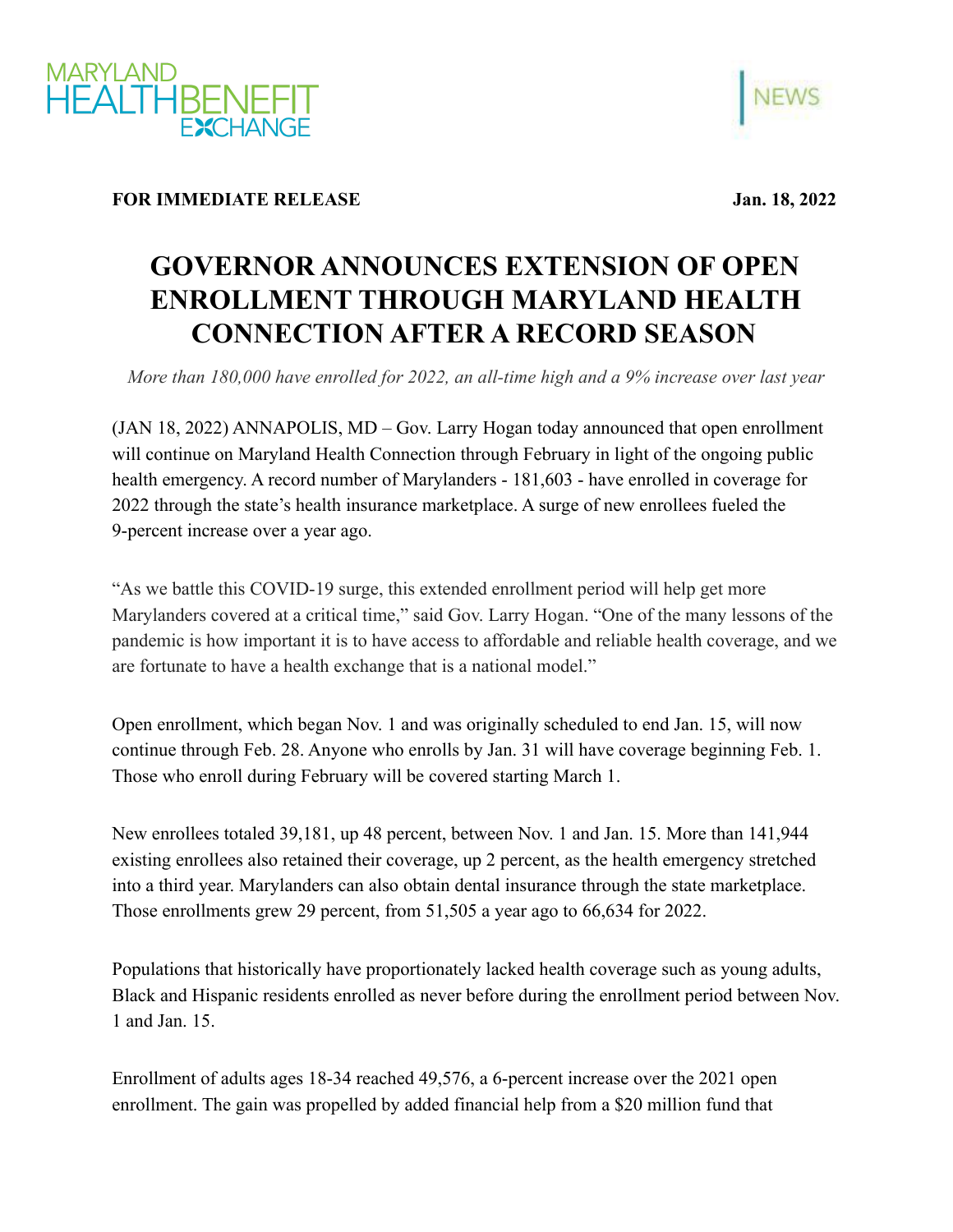MARYLAND HEALTH BENEFIT EXCHANGE

NEWS

**FOR IMMEDIATE RELEASE** **Jan. 18, 2022**

# GOVERNOR ANNOUNCES EXTENSION OF OPEN ENROLLMENT THROUGH MARYLAND HEALTH CONNECTION AFTER A RECORD SEASON

*More than 180,000 have enrolled for 2022, an all-time high and a 9% increase over last year*

(JAN 18, 2022) ANNAPOLIS, MD – Gov. Larry Hogan today announced that open enrollment will continue on Maryland Health Connection through February in light of the ongoing public health emergency. A record number of Marylanders - 181,603 - have enrolled in coverage for 2022 through the state's health insurance marketplace. A surge of new enrollees fueled the 9-percent increase over a year ago.

"As we battle this COVID-19 surge, this extended enrollment period will help get more Marylanders covered at a critical time," said Gov. Larry Hogan. "One of the many lessons of the pandemic is how important it is to have access to affordable and reliable health coverage, and we are fortunate to have a health exchange that is a national model."

Open enrollment, which began Nov. 1 and was originally scheduled to end Jan. 15, will now continue through Feb. 28. Anyone who enrolls by Jan. 31 will have coverage beginning Feb. 1. Those who enroll during February will be covered starting March 1.

New enrollees totaled 39,181, up 48 percent, between Nov. 1 and Jan. 15. More than 141,944 existing enrollees also retained their coverage, up 2 percent, as the health emergency stretched into a third year. Marylanders can also obtain dental insurance through the state marketplace. Those enrollments grew 29 percent, from 51,505 a year ago to 66,634 for 2022.

Populations that historically have proportionately lacked health coverage such as young adults, Black and Hispanic residents enrolled as never before during the enrollment period between Nov. 1 and Jan. 15.

Enrollment of adults ages 18-34 reached 49,576, a 6-percent increase over the 2021 open enrollment. The gain was propelled by added financial help from a $20 million fund that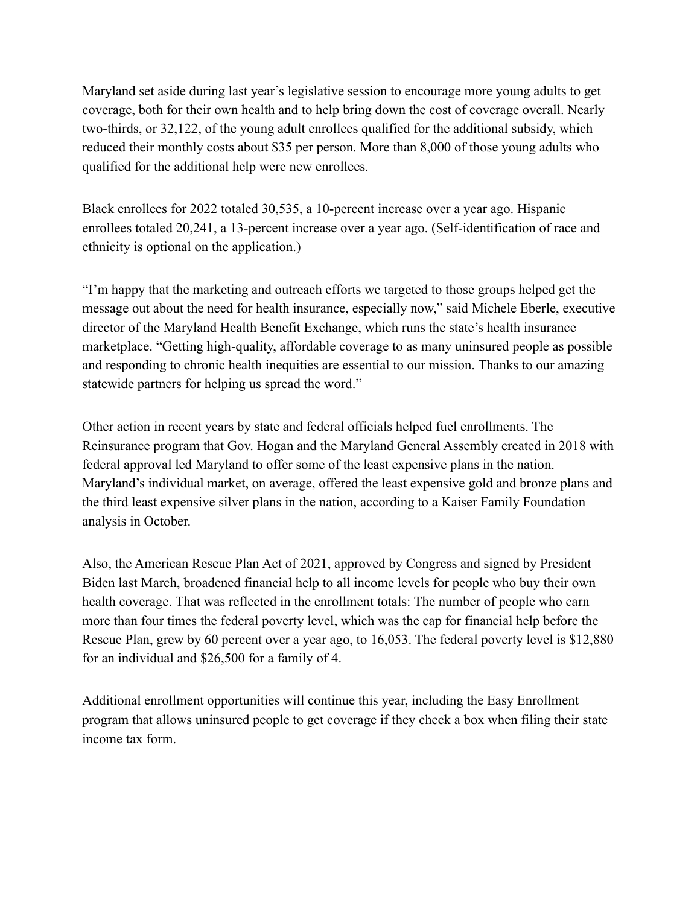Maryland set aside during last year's legislative session to encourage more young adults to get coverage, both for their own health and to help bring down the cost of coverage overall. Nearly two-thirds, or 32,122, of the young adult enrollees qualified for the additional subsidy, which reduced their monthly costs about $35 per person. More than 8,000 of those young adults who qualified for the additional help were new enrollees.

Black enrollees for 2022 totaled 30,535, a 10-percent increase over a year ago. Hispanic enrollees totaled 20,241, a 13-percent increase over a year ago. (Self-identification of race and ethnicity is optional on the application.)

"I'm happy that the marketing and outreach efforts we targeted to those groups helped get the message out about the need for health insurance, especially now," said Michele Eberle, executive director of the Maryland Health Benefit Exchange, which runs the state's health insurance marketplace. "Getting high-quality, affordable coverage to as many uninsured people as possible and responding to chronic health inequities are essential to our mission. Thanks to our amazing statewide partners for helping us spread the word."

Other action in recent years by state and federal officials helped fuel enrollments. The Reinsurance program that Gov. Hogan and the Maryland General Assembly created in 2018 with federal approval led Maryland to offer some of the least expensive plans in the nation. Maryland's individual market, on average, offered the least expensive gold and bronze plans and the third least expensive silver plans in the nation, according to a Kaiser Family Foundation analysis in October.

Also, the American Rescue Plan Act of 2021, approved by Congress and signed by President Biden last March, broadened financial help to all income levels for people who buy their own health coverage. That was reflected in the enrollment totals: The number of people who earn more than four times the federal poverty level, which was the cap for financial help before the Rescue Plan, grew by 60 percent over a year ago, to 16,053. The federal poverty level is $12,880 for an individual and $26,500 for a family of 4.

Additional enrollment opportunities will continue this year, including the Easy Enrollment program that allows uninsured people to get coverage if they check a box when filing their state income tax form.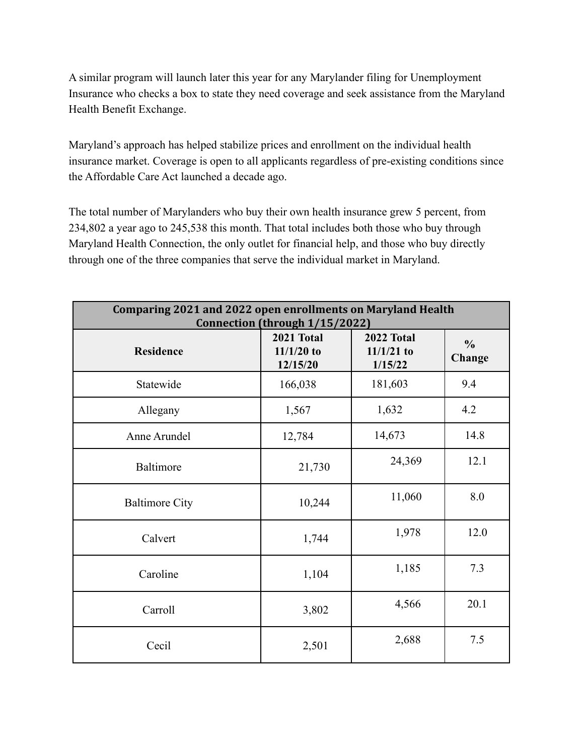A similar program will launch later this year for any Marylander filing for Unemployment Insurance who checks a box to state they need coverage and seek assistance from the Maryland Health Benefit Exchange.

Maryland's approach has helped stabilize prices and enrollment on the individual health insurance market. Coverage is open to all applicants regardless of pre-existing conditions since the Affordable Care Act launched a decade ago.

The total number of Marylanders who buy their own health insurance grew 5 percent, from 234,802 a year ago to 245,538 this month. That total includes both those who buy through Maryland Health Connection, the only outlet for financial help, and those who buy directly through one of the three companies that serve the individual market in Maryland.

| **Comparing 2021 and 2022 open enrollments on Maryland Health Connection (through 1/15/2022)** | | | |
|---|---|---|---|
| **Residence** | **2021 Total 11/1/20 to 12/15/20** | **2022 Total 11/1/21 to 1/15/22** | **% Change** |
| Statewide | 166,038 | 181,603 | 9.4 |
| Allegany | 1,567 | 1,632 | 4.2 |
| Anne Arundel | 12,784 | 14,673 | 14.8 |
| Baltimore | 21,730 | 24,369 | 12.1 |
| Baltimore City | 10,244 | 11,060 | 8.0 |
| Calvert | 1,744 | 1,978 | 12.0 |
| Caroline | 1,104 | 1,185 | 7.3 |
| Carroll | 3,802 | 4,566 | 20.1 |
| Cecil | 2,501 | 2,688 | 7.5 |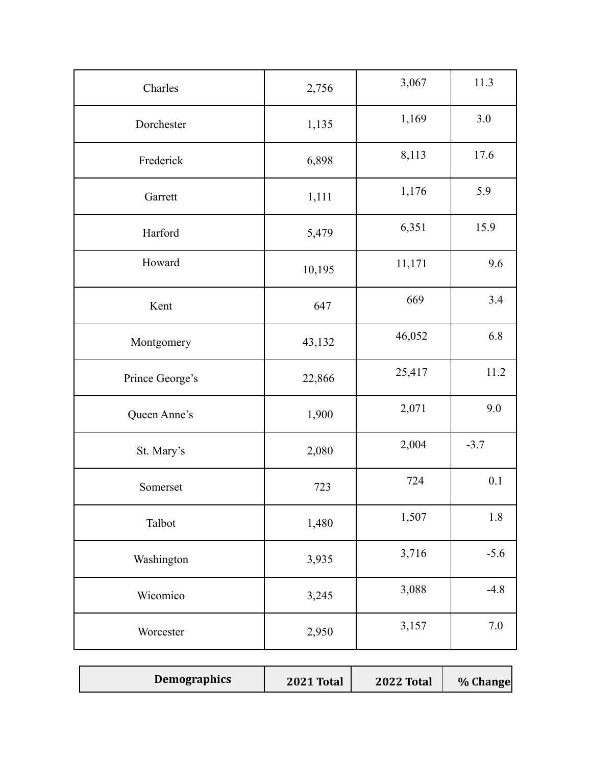| | | | |
|---|---|---|---|
| Charles | 2,756 | 3,067 | 11.3 |
| Dorchester | 1,135 | 1,169 | 3.0 |
| Frederick | 6,898 | 8,113 | 17.6 |
| Garrett | 1,111 | 1,176 | 5.9 |
| Harford | 5,479 | 6,351 | 15.9 |
| Howard | 10,195 | 11,171 | 9.6 |
| Kent | 647 | 669 | 3.4 |
| Montgomery | 43,132 | 46,052 | 6.8 |
| Prince George's | 22,866 | 25,417 | 11.2 |
| Queen Anne's | 1,900 | 2,071 | 9.0 |
| St. Mary's | 2,080 | 2,004 | -3.7 |
| Somerset | 723 | 724 | 0.1 |
| Talbot | 1,480 | 1,507 | 1.8 |
| Washington | 3,935 | 3,716 | -5.6 |
| Wicomico | 3,245 | 3,088 | -4.8 |
| Worcester | 2,950 | 3,157 | 7.0 |

| Demographics | 2021 Total | 2022 Total | % Change |
|---|---|---|---|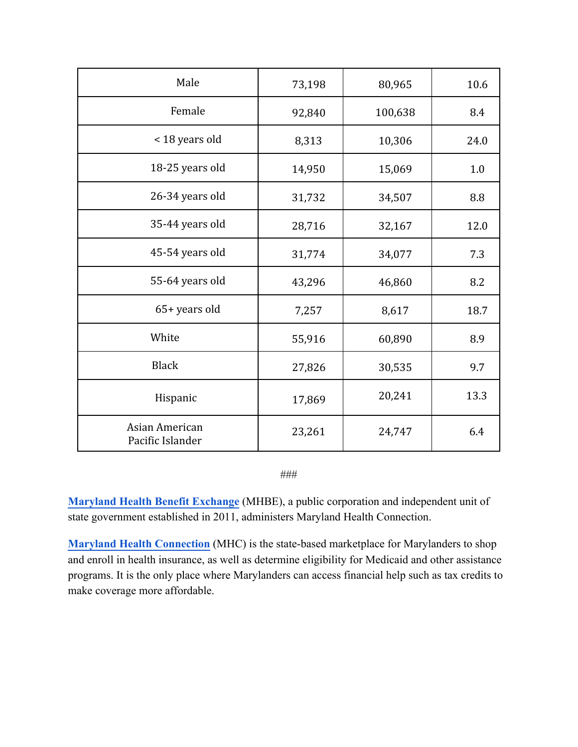| | | | |
|---|---|---|---|
| Male | 73,198 | 80,965 | 10.6 |
| Female | 92,840 | 100,638 | 8.4 |
| < 18 years old | 8,313 | 10,306 | 24.0 |
| 18-25 years old | 14,950 | 15,069 | 1.0 |
| 26-34 years old | 31,732 | 34,507 | 8.8 |
| 35-44 years old | 28,716 | 32,167 | 12.0 |
| 45-54 years old | 31,774 | 34,077 | 7.3 |
| 55-64 years old | 43,296 | 46,860 | 8.2 |
| 65+ years old | 7,257 | 8,617 | 18.7 |
| White | 55,916 | 60,890 | 8.9 |
| Black | 27,826 | 30,535 | 9.7 |
| Hispanic | 17,869 | 20,241 | 13.3 |
| Asian American Pacific Islander | 23,261 | 24,747 | 6.4 |

###

**Maryland Health Benefit Exchange** (MHBE), a public corporation and independent unit of state government established in 2011, administers Maryland Health Connection.

**Maryland Health Connection** (MHC) is the state-based marketplace for Marylanders to shop and enroll in health insurance, as well as determine eligibility for Medicaid and other assistance programs. It is the only place where Marylanders can access financial help such as tax credits to make coverage more affordable.